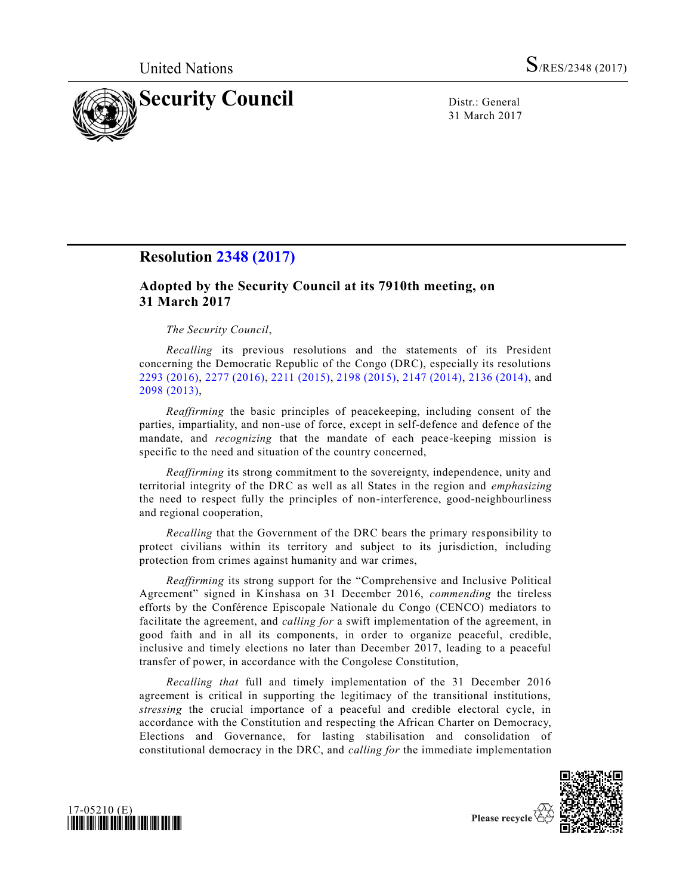United Nations S/RES/2348 (2017)

# Security Council

Distr.: General
31 March 2017

## Resolution 2348 (2017)

### Adopted by the Security Council at its 7910th meeting, on 31 March 2017

*The Security Council*,

*Recalling* its previous resolutions and the statements of its President concerning the Democratic Republic of the Congo (DRC), especially its resolutions 2293 (2016), 2277 (2016), 2211 (2015), 2198 (2015), 2147 (2014), 2136 (2014), and 2098 (2013),

*Reaffirming* the basic principles of peacekeeping, including consent of the parties, impartiality, and non-use of force, except in self-defence and defence of the mandate, and *recognizing* that the mandate of each peace-keeping mission is specific to the need and situation of the country concerned,

*Reaffirming* its strong commitment to the sovereignty, independence, unity and territorial integrity of the DRC as well as all States in the region and *emphasizing* the need to respect fully the principles of non-interference, good-neighbourliness and regional cooperation,

*Recalling* that the Government of the DRC bears the primary responsibility to protect civilians within its territory and subject to its jurisdiction, including protection from crimes against humanity and war crimes,

*Reaffirming* its strong support for the "Comprehensive and Inclusive Political Agreement" signed in Kinshasa on 31 December 2016, *commending* the tireless efforts by the Conférence Episcopale Nationale du Congo (CENCO) mediators to facilitate the agreement, and *calling for* a swift implementation of the agreement, in good faith and in all its components, in order to organize peaceful, credible, inclusive and timely elections no later than December 2017, leading to a peaceful transfer of power, in accordance with the Congolese Constitution,

*Recalling that* full and timely implementation of the 31 December 2016 agreement is critical in supporting the legitimacy of the transitional institutions, *stressing* the crucial importance of a peaceful and credible electoral cycle, in accordance with the Constitution and respecting the African Charter on Democracy, Elections and Governance, for lasting stabilisation and consolidation of constitutional democracy in the DRC, and *calling for* the immediate implementation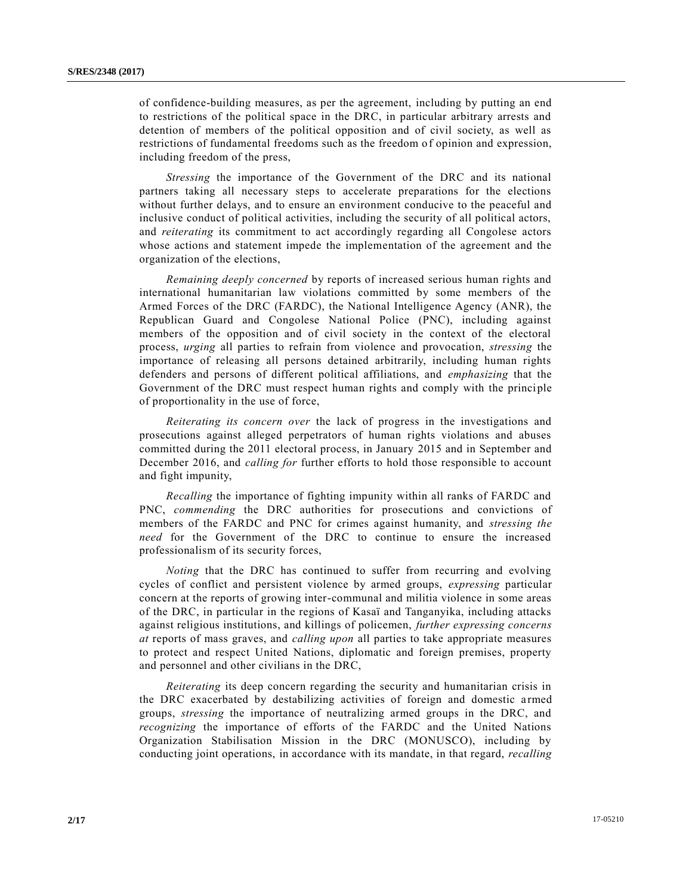of confidence-building measures, as per the agreement, including by putting an end to restrictions of the political space in the DRC, in particular arbitrary arrests and detention of members of the political opposition and of civil society, as well as restrictions of fundamental freedoms such as the freedom of opinion and expression, including freedom of the press,

*Stressing* the importance of the Government of the DRC and its national partners taking all necessary steps to accelerate preparations for the elections without further delays, and to ensure an environment conducive to the peaceful and inclusive conduct of political activities, including the security of all political actors, and *reiterating* its commitment to act accordingly regarding all Congolese actors whose actions and statement impede the implementation of the agreement and the organization of the elections,

*Remaining deeply concerned* by reports of increased serious human rights and international humanitarian law violations committed by some members of the Armed Forces of the DRC (FARDC), the National Intelligence Agency (ANR), the Republican Guard and Congolese National Police (PNC), including against members of the opposition and of civil society in the context of the electoral process, *urging* all parties to refrain from violence and provocation, *stressing* the importance of releasing all persons detained arbitrarily, including human rights defenders and persons of different political affiliations, and *emphasizing* that the Government of the DRC must respect human rights and comply with the principle of proportionality in the use of force,

*Reiterating its concern over* the lack of progress in the investigations and prosecutions against alleged perpetrators of human rights violations and abuses committed during the 2011 electoral process, in January 2015 and in September and December 2016, and *calling for* further efforts to hold those responsible to account and fight impunity,

*Recalling* the importance of fighting impunity within all ranks of FARDC and PNC, *commending* the DRC authorities for prosecutions and convictions of members of the FARDC and PNC for crimes against humanity, and *stressing the need* for the Government of the DRC to continue to ensure the increased professionalism of its security forces,

*Noting* that the DRC has continued to suffer from recurring and evolving cycles of conflict and persistent violence by armed groups, *expressing* particular concern at the reports of growing inter-communal and militia violence in some areas of the DRC, in particular in the regions of Kasaï and Tanganyika, including attacks against religious institutions, and killings of policemen, *further expressing concerns at* reports of mass graves, and *calling upon* all parties to take appropriate measures to protect and respect United Nations, diplomatic and foreign premises, property and personnel and other civilians in the DRC,

*Reiterating* its deep concern regarding the security and humanitarian crisis in the DRC exacerbated by destabilizing activities of foreign and domestic armed groups, *stressing* the importance of neutralizing armed groups in the DRC, and *recognizing* the importance of efforts of the FARDC and the United Nations Organization Stabilisation Mission in the DRC (MONUSCO), including by conducting joint operations, in accordance with its mandate, in that regard, *recalling*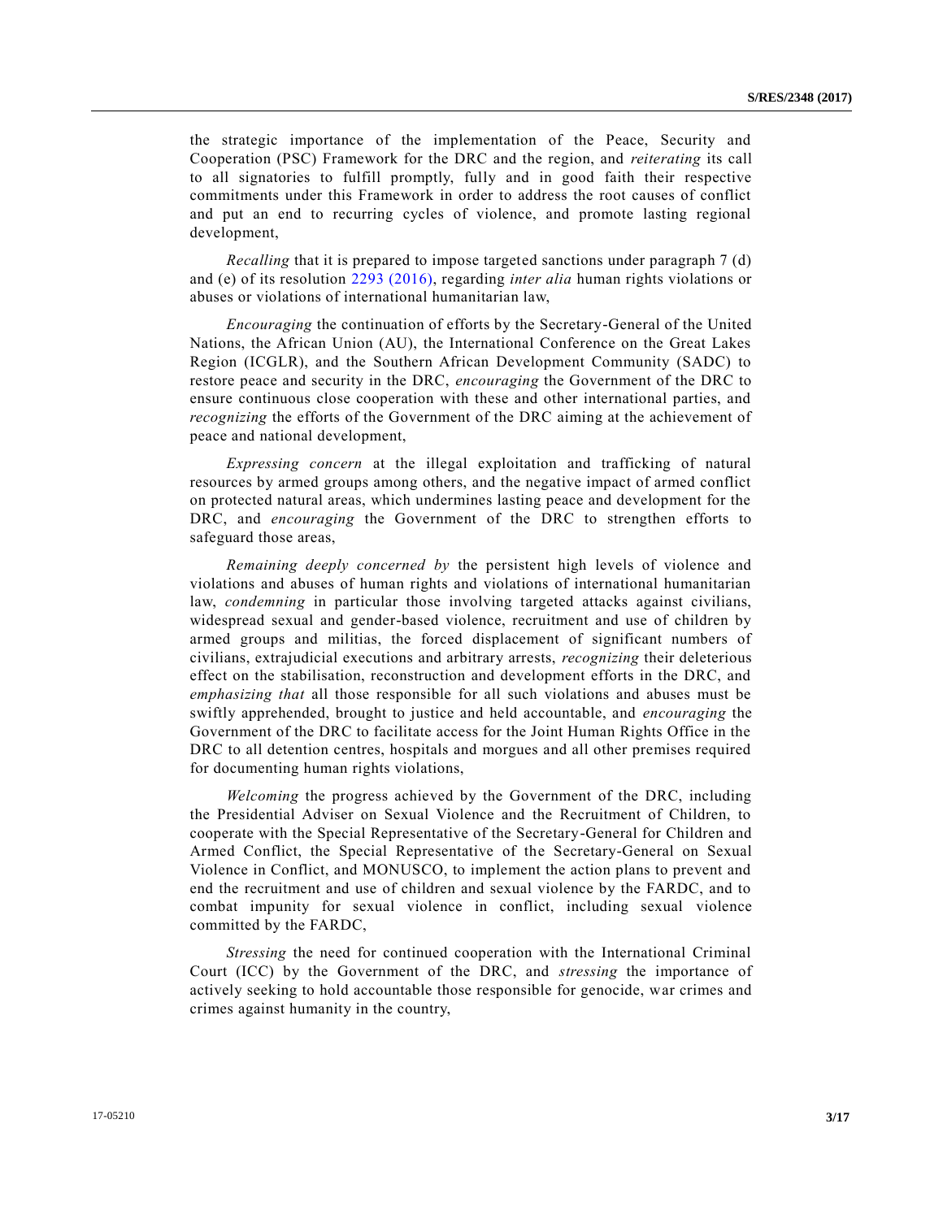the strategic importance of the implementation of the Peace, Security and Cooperation (PSC) Framework for the DRC and the region, and *reiterating* its call to all signatories to fulfill promptly, fully and in good faith their respective commitments under this Framework in order to address the root causes of conflict and put an end to recurring cycles of violence, and promote lasting regional development,

*Recalling* that it is prepared to impose targeted sanctions under paragraph 7 (d) and (e) of its resolution 2293 (2016), regarding *inter alia* human rights violations or abuses or violations of international humanitarian law,

*Encouraging* the continuation of efforts by the Secretary-General of the United Nations, the African Union (AU), the International Conference on the Great Lakes Region (ICGLR), and the Southern African Development Community (SADC) to restore peace and security in the DRC, *encouraging* the Government of the DRC to ensure continuous close cooperation with these and other international parties, and *recognizing* the efforts of the Government of the DRC aiming at the achievement of peace and national development,

*Expressing concern* at the illegal exploitation and trafficking of natural resources by armed groups among others, and the negative impact of armed conflict on protected natural areas, which undermines lasting peace and development for the DRC, and *encouraging* the Government of the DRC to strengthen efforts to safeguard those areas,

*Remaining deeply concerned by* the persistent high levels of violence and violations and abuses of human rights and violations of international humanitarian law, *condemning* in particular those involving targeted attacks against civilians, widespread sexual and gender-based violence, recruitment and use of children by armed groups and militias, the forced displacement of significant numbers of civilians, extrajudicial executions and arbitrary arrests, *recognizing* their deleterious effect on the stabilisation, reconstruction and development efforts in the DRC, and *emphasizing that* all those responsible for all such violations and abuses must be swiftly apprehended, brought to justice and held accountable, and *encouraging* the Government of the DRC to facilitate access for the Joint Human Rights Office in the DRC to all detention centres, hospitals and morgues and all other premises required for documenting human rights violations,

*Welcoming* the progress achieved by the Government of the DRC, including the Presidential Adviser on Sexual Violence and the Recruitment of Children, to cooperate with the Special Representative of the Secretary-General for Children and Armed Conflict, the Special Representative of the Secretary-General on Sexual Violence in Conflict, and MONUSCO, to implement the action plans to prevent and end the recruitment and use of children and sexual violence by the FARDC, and to combat impunity for sexual violence in conflict, including sexual violence committed by the FARDC,

*Stressing* the need for continued cooperation with the International Criminal Court (ICC) by the Government of the DRC, and *stressing* the importance of actively seeking to hold accountable those responsible for genocide, war crimes and crimes against humanity in the country,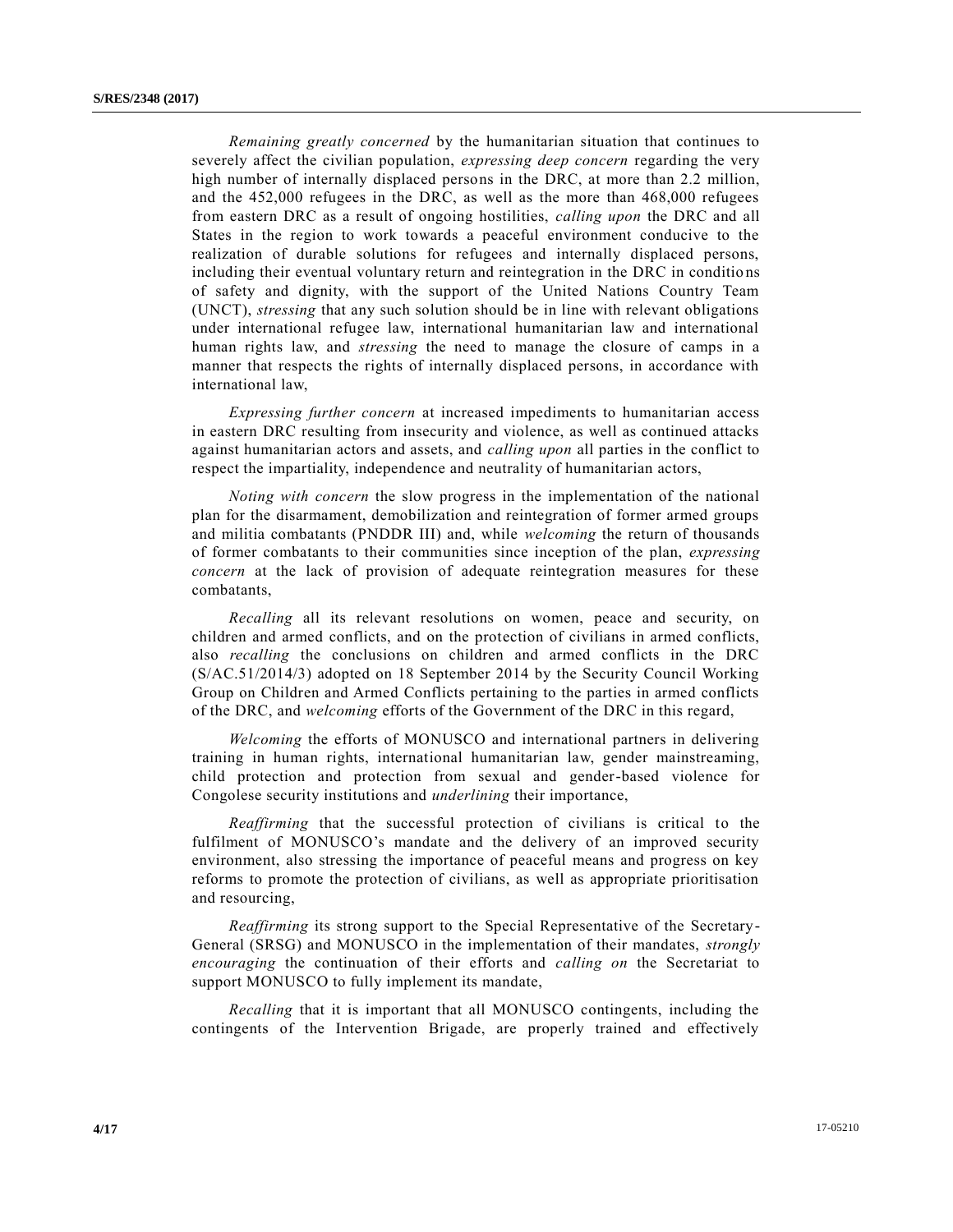*Remaining greatly concerned* by the humanitarian situation that continues to severely affect the civilian population, *expressing deep concern* regarding the very high number of internally displaced persons in the DRC, at more than 2.2 million, and the 452,000 refugees in the DRC, as well as the more than 468,000 refugees from eastern DRC as a result of ongoing hostilities, *calling upon* the DRC and all States in the region to work towards a peaceful environment conducive to the realization of durable solutions for refugees and internally displaced persons, including their eventual voluntary return and reintegration in the DRC in conditions of safety and dignity, with the support of the United Nations Country Team (UNCT), *stressing* that any such solution should be in line with relevant obligations under international refugee law, international humanitarian law and international human rights law, and *stressing* the need to manage the closure of camps in a manner that respects the rights of internally displaced persons, in accordance with international law,

*Expressing further concern* at increased impediments to humanitarian access in eastern DRC resulting from insecurity and violence, as well as continued attacks against humanitarian actors and assets, and *calling upon* all parties in the conflict to respect the impartiality, independence and neutrality of humanitarian actors,

*Noting with concern* the slow progress in the implementation of the national plan for the disarmament, demobilization and reintegration of former armed groups and militia combatants (PNDDR III) and, while *welcoming* the return of thousands of former combatants to their communities since inception of the plan, *expressing concern* at the lack of provision of adequate reintegration measures for these combatants,

*Recalling* all its relevant resolutions on women, peace and security, on children and armed conflicts, and on the protection of civilians in armed conflicts, also *recalling* the conclusions on children and armed conflicts in the DRC (S/AC.51/2014/3) adopted on 18 September 2014 by the Security Council Working Group on Children and Armed Conflicts pertaining to the parties in armed conflicts of the DRC, and *welcoming* efforts of the Government of the DRC in this regard,

*Welcoming* the efforts of MONUSCO and international partners in delivering training in human rights, international humanitarian law, gender mainstreaming, child protection and protection from sexual and gender-based violence for Congolese security institutions and *underlining* their importance,

*Reaffirming* that the successful protection of civilians is critical to the fulfilment of MONUSCO's mandate and the delivery of an improved security environment, also stressing the importance of peaceful means and progress on key reforms to promote the protection of civilians, as well as appropriate prioritisation and resourcing,

*Reaffirming* its strong support to the Special Representative of the Secretary-General (SRSG) and MONUSCO in the implementation of their mandates, *strongly encouraging* the continuation of their efforts and *calling on* the Secretariat to support MONUSCO to fully implement its mandate,

*Recalling* that it is important that all MONUSCO contingents, including the contingents of the Intervention Brigade, are properly trained and effectively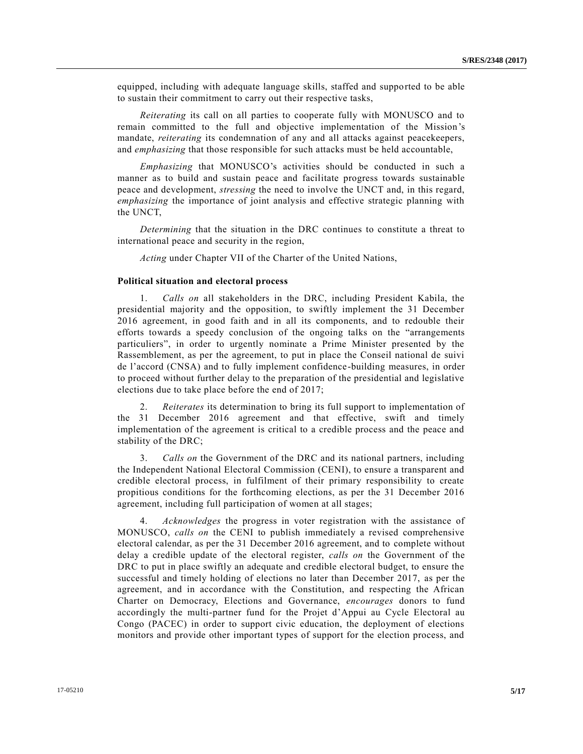equipped, including with adequate language skills, staffed and supported to be able to sustain their commitment to carry out their respective tasks,

*Reiterating* its call on all parties to cooperate fully with MONUSCO and to remain committed to the full and objective implementation of the Mission's mandate, *reiterating* its condemnation of any and all attacks against peacekeepers, and *emphasizing* that those responsible for such attacks must be held accountable,

*Emphasizing* that MONUSCO's activities should be conducted in such a manner as to build and sustain peace and facilitate progress towards sustainable peace and development, *stressing* the need to involve the UNCT and, in this regard, *emphasizing* the importance of joint analysis and effective strategic planning with the UNCT,

*Determining* that the situation in the DRC continues to constitute a threat to international peace and security in the region,

*Acting* under Chapter VII of the Charter of the United Nations,

**Political situation and electoral process**

1. *Calls on* all stakeholders in the DRC, including President Kabila, the presidential majority and the opposition, to swiftly implement the 31 December 2016 agreement, in good faith and in all its components, and to redouble their efforts towards a speedy conclusion of the ongoing talks on the "arrangements particuliers", in order to urgently nominate a Prime Minister presented by the Rassemblement, as per the agreement, to put in place the Conseil national de suivi de l'accord (CNSA) and to fully implement confidence-building measures, in order to proceed without further delay to the preparation of the presidential and legislative elections due to take place before the end of 2017;

2. *Reiterates* its determination to bring its full support to implementation of the 31 December 2016 agreement and that effective, swift and timely implementation of the agreement is critical to a credible process and the peace and stability of the DRC;

3. *Calls on* the Government of the DRC and its national partners, including the Independent National Electoral Commission (CENI), to ensure a transparent and credible electoral process, in fulfilment of their primary responsibility to create propitious conditions for the forthcoming elections, as per the 31 December 2016 agreement, including full participation of women at all stages;

4. *Acknowledges* the progress in voter registration with the assistance of MONUSCO, *calls on* the CENI to publish immediately a revised comprehensive electoral calendar, as per the 31 December 2016 agreement, and to complete without delay a credible update of the electoral register, *calls on* the Government of the DRC to put in place swiftly an adequate and credible electoral budget, to ensure the successful and timely holding of elections no later than December 2017, as per the agreement, and in accordance with the Constitution, and respecting the African Charter on Democracy, Elections and Governance, *encourages* donors to fund accordingly the multi-partner fund for the Projet d'Appui au Cycle Electoral au Congo (PACEC) in order to support civic education, the deployment of elections monitors and provide other important types of support for the election process, and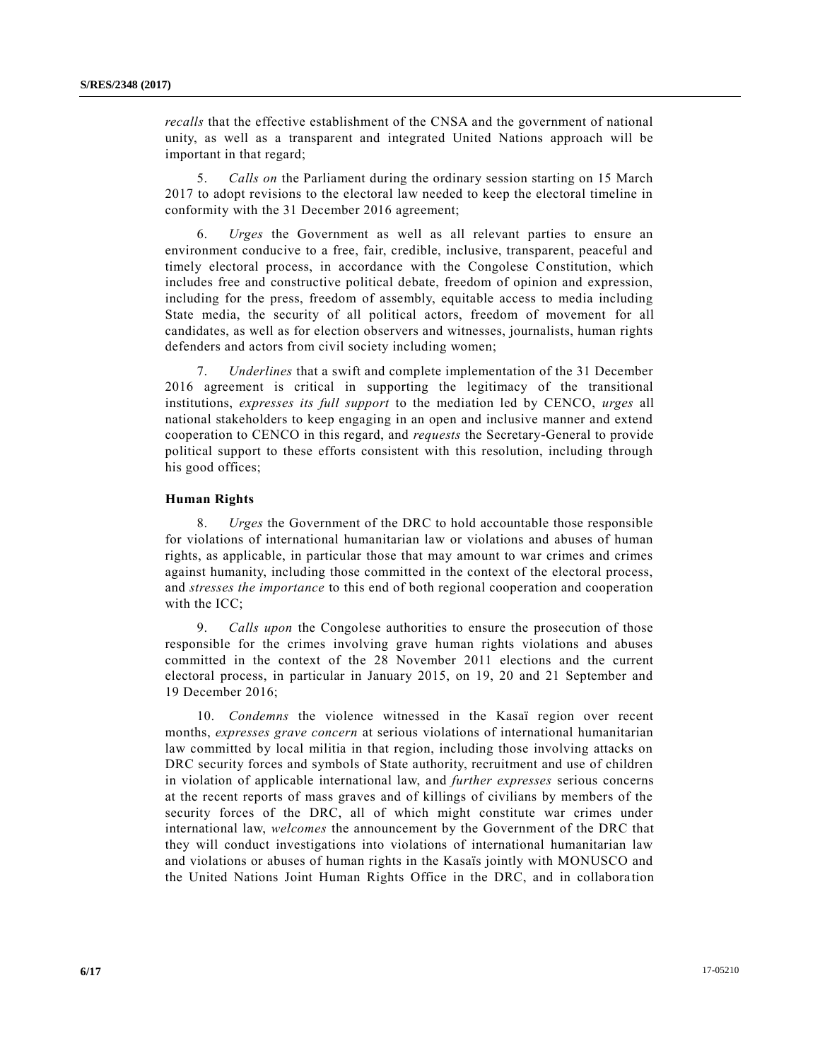*recalls* that the effective establishment of the CNSA and the government of national unity, as well as a transparent and integrated United Nations approach will be important in that regard;

5. *Calls on* the Parliament during the ordinary session starting on 15 March 2017 to adopt revisions to the electoral law needed to keep the electoral timeline in conformity with the 31 December 2016 agreement;

6. *Urges* the Government as well as all relevant parties to ensure an environment conducive to a free, fair, credible, inclusive, transparent, peaceful and timely electoral process, in accordance with the Congolese Constitution, which includes free and constructive political debate, freedom of opinion and expression, including for the press, freedom of assembly, equitable access to media including State media, the security of all political actors, freedom of movement for all candidates, as well as for election observers and witnesses, journalists, human rights defenders and actors from civil society including women;

7. *Underlines* that a swift and complete implementation of the 31 December 2016 agreement is critical in supporting the legitimacy of the transitional institutions, *expresses its full support* to the mediation led by CENCO, *urges* all national stakeholders to keep engaging in an open and inclusive manner and extend cooperation to CENCO in this regard, and *requests* the Secretary-General to provide political support to these efforts consistent with this resolution, including through his good offices;

**Human Rights**

8. *Urges* the Government of the DRC to hold accountable those responsible for violations of international humanitarian law or violations and abuses of human rights, as applicable, in particular those that may amount to war crimes and crimes against humanity, including those committed in the context of the electoral process, and *stresses the importance* to this end of both regional cooperation and cooperation with the ICC;

9. *Calls upon* the Congolese authorities to ensure the prosecution of those responsible for the crimes involving grave human rights violations and abuses committed in the context of the 28 November 2011 elections and the current electoral process, in particular in January 2015, on 19, 20 and 21 September and 19 December 2016;

10. *Condemns* the violence witnessed in the Kasaï region over recent months, *expresses grave concern* at serious violations of international humanitarian law committed by local militia in that region, including those involving attacks on DRC security forces and symbols of State authority, recruitment and use of children in violation of applicable international law, and *further expresses* serious concerns at the recent reports of mass graves and of killings of civilians by members of the security forces of the DRC, all of which might constitute war crimes under international law, *welcomes* the announcement by the Government of the DRC that they will conduct investigations into violations of international humanitarian law and violations or abuses of human rights in the Kasaïs jointly with MONUSCO and the United Nations Joint Human Rights Office in the DRC, and in collaboration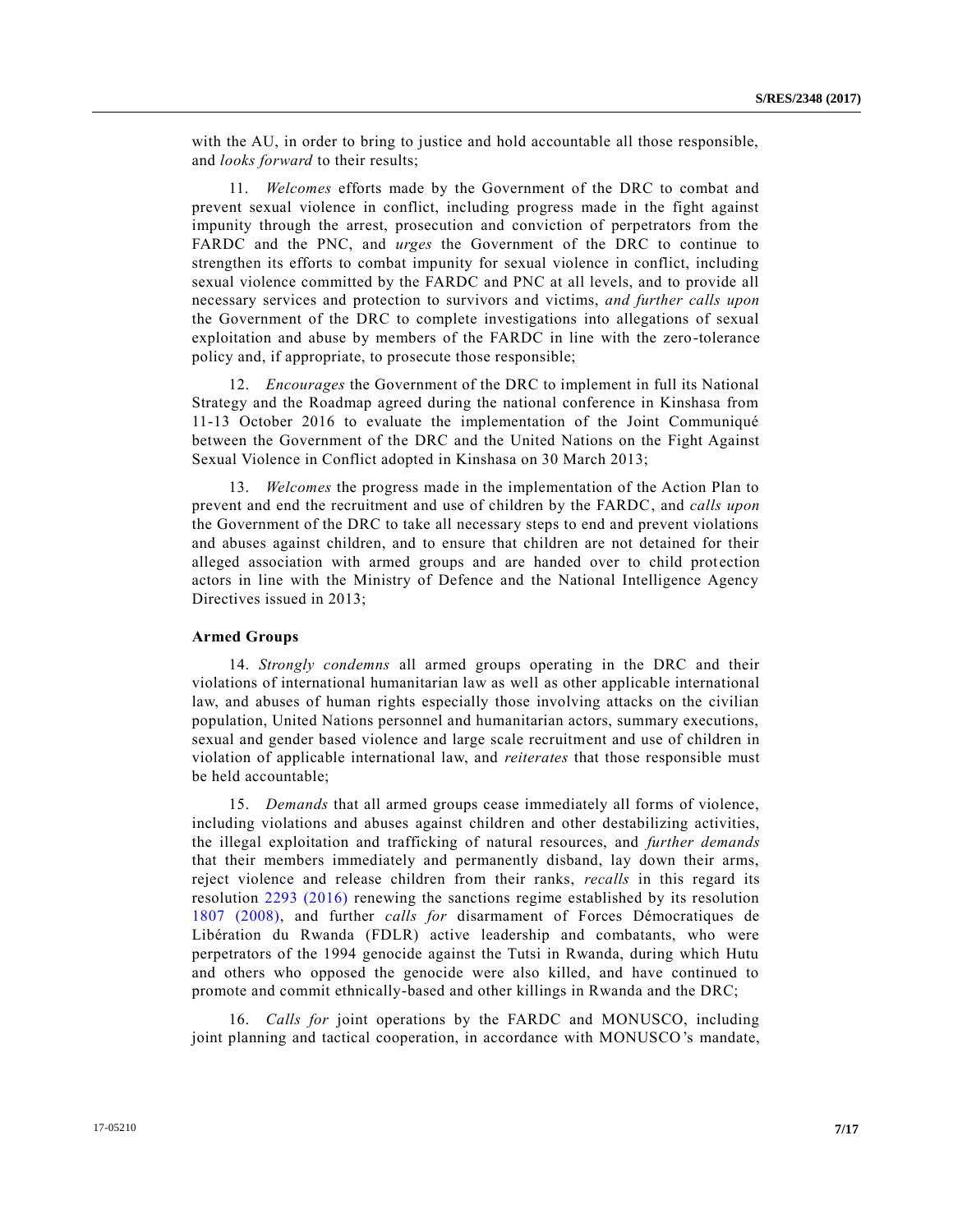with the AU, in order to bring to justice and hold accountable all those responsible, and *looks forward* to their results;

11. *Welcomes* efforts made by the Government of the DRC to combat and prevent sexual violence in conflict, including progress made in the fight against impunity through the arrest, prosecution and conviction of perpetrators from the FARDC and the PNC, and *urges* the Government of the DRC to continue to strengthen its efforts to combat impunity for sexual violence in conflict, including sexual violence committed by the FARDC and PNC at all levels, and to provide all necessary services and protection to survivors and victims, *and further calls upon* the Government of the DRC to complete investigations into allegations of sexual exploitation and abuse by members of the FARDC in line with the zero-tolerance policy and, if appropriate, to prosecute those responsible;

12. *Encourages* the Government of the DRC to implement in full its National Strategy and the Roadmap agreed during the national conference in Kinshasa from 11-13 October 2016 to evaluate the implementation of the Joint Communiqué between the Government of the DRC and the United Nations on the Fight Against Sexual Violence in Conflict adopted in Kinshasa on 30 March 2013;

13. *Welcomes* the progress made in the implementation of the Action Plan to prevent and end the recruitment and use of children by the FARDC, and *calls upon* the Government of the DRC to take all necessary steps to end and prevent violations and abuses against children, and to ensure that children are not detained for their alleged association with armed groups and are handed over to child protection actors in line with the Ministry of Defence and the National Intelligence Agency Directives issued in 2013;

**Armed Groups**

14. *Strongly condemns* all armed groups operating in the DRC and their violations of international humanitarian law as well as other applicable international law, and abuses of human rights especially those involving attacks on the civilian population, United Nations personnel and humanitarian actors, summary executions, sexual and gender based violence and large scale recruitment and use of children in violation of applicable international law, and *reiterates* that those responsible must be held accountable;

15. *Demands* that all armed groups cease immediately all forms of violence, including violations and abuses against children and other destabilizing activities, the illegal exploitation and trafficking of natural resources, and *further demands* that their members immediately and permanently disband, lay down their arms, reject violence and release children from their ranks, *recalls* in this regard its resolution 2293 (2016) renewing the sanctions regime established by its resolution 1807 (2008), and further *calls for* disarmament of Forces Démocratiques de Libération du Rwanda (FDLR) active leadership and combatants, who were perpetrators of the 1994 genocide against the Tutsi in Rwanda, during which Hutu and others who opposed the genocide were also killed, and have continued to promote and commit ethnically-based and other killings in Rwanda and the DRC;

16. *Calls for* joint operations by the FARDC and MONUSCO, including joint planning and tactical cooperation, in accordance with MONUSCO's mandate,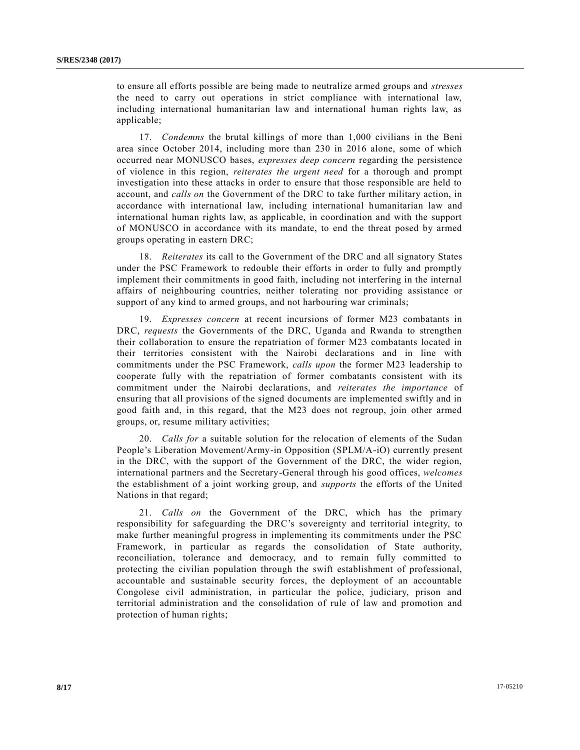to ensure all efforts possible are being made to neutralize armed groups and *stresses* the need to carry out operations in strict compliance with international law, including international humanitarian law and international human rights law, as applicable;

17. *Condemns* the brutal killings of more than 1,000 civilians in the Beni area since October 2014, including more than 230 in 2016 alone, some of which occurred near MONUSCO bases, *expresses deep concern* regarding the persistence of violence in this region, *reiterates the urgent need* for a thorough and prompt investigation into these attacks in order to ensure that those responsible are held to account, and *calls on* the Government of the DRC to take further military action, in accordance with international law, including international humanitarian law and international human rights law, as applicable, in coordination and with the support of MONUSCO in accordance with its mandate, to end the threat posed by armed groups operating in eastern DRC;

18. *Reiterates* its call to the Government of the DRC and all signatory States under the PSC Framework to redouble their efforts in order to fully and promptly implement their commitments in good faith, including not interfering in the internal affairs of neighbouring countries, neither tolerating nor providing assistance or support of any kind to armed groups, and not harbouring war criminals;

19. *Expresses concern* at recent incursions of former M23 combatants in DRC, *requests* the Governments of the DRC, Uganda and Rwanda to strengthen their collaboration to ensure the repatriation of former M23 combatants located in their territories consistent with the Nairobi declarations and in line with commitments under the PSC Framework, *calls upon* the former M23 leadership to cooperate fully with the repatriation of former combatants consistent with its commitment under the Nairobi declarations, and *reiterates the importance* of ensuring that all provisions of the signed documents are implemented swiftly and in good faith and, in this regard, that the M23 does not regroup, join other armed groups, or, resume military activities;

20. *Calls for* a suitable solution for the relocation of elements of the Sudan People's Liberation Movement/Army-in Opposition (SPLM/A-iO) currently present in the DRC, with the support of the Government of the DRC, the wider region, international partners and the Secretary-General through his good offices, *welcomes* the establishment of a joint working group, and *supports* the efforts of the United Nations in that regard;

21. *Calls on* the Government of the DRC, which has the primary responsibility for safeguarding the DRC's sovereignty and territorial integrity, to make further meaningful progress in implementing its commitments under the PSC Framework, in particular as regards the consolidation of State authority, reconciliation, tolerance and democracy, and to remain fully committed to protecting the civilian population through the swift establishment of professional, accountable and sustainable security forces, the deployment of an accountable Congolese civil administration, in particular the police, judiciary, prison and territorial administration and the consolidation of rule of law and promotion and protection of human rights;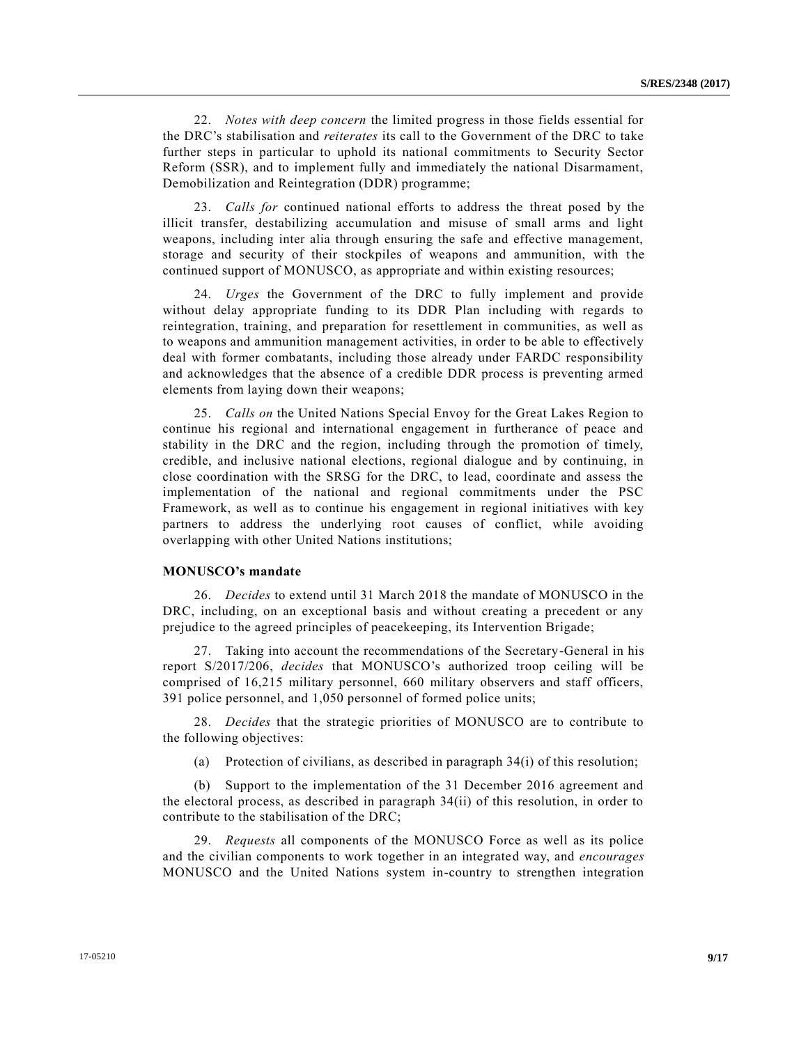22. *Notes with deep concern* the limited progress in those fields essential for the DRC's stabilisation and *reiterates* its call to the Government of the DRC to take further steps in particular to uphold its national commitments to Security Sector Reform (SSR), and to implement fully and immediately the national Disarmament, Demobilization and Reintegration (DDR) programme;

23. *Calls for* continued national efforts to address the threat posed by the illicit transfer, destabilizing accumulation and misuse of small arms and light weapons, including inter alia through ensuring the safe and effective management, storage and security of their stockpiles of weapons and ammunition, with the continued support of MONUSCO, as appropriate and within existing resources;

24. *Urges* the Government of the DRC to fully implement and provide without delay appropriate funding to its DDR Plan including with regards to reintegration, training, and preparation for resettlement in communities, as well as to weapons and ammunition management activities, in order to be able to effectively deal with former combatants, including those already under FARDC responsibility and acknowledges that the absence of a credible DDR process is preventing armed elements from laying down their weapons;

25. *Calls on* the United Nations Special Envoy for the Great Lakes Region to continue his regional and international engagement in furtherance of peace and stability in the DRC and the region, including through the promotion of timely, credible, and inclusive national elections, regional dialogue and by continuing, in close coordination with the SRSG for the DRC, to lead, coordinate and assess the implementation of the national and regional commitments under the PSC Framework, as well as to continue his engagement in regional initiatives with key partners to address the underlying root causes of conflict, while avoiding overlapping with other United Nations institutions;

**MONUSCO's mandate**

26. *Decides* to extend until 31 March 2018 the mandate of MONUSCO in the DRC, including, on an exceptional basis and without creating a precedent or any prejudice to the agreed principles of peacekeeping, its Intervention Brigade;

27. Taking into account the recommendations of the Secretary-General in his report S/2017/206, *decides* that MONUSCO's authorized troop ceiling will be comprised of 16,215 military personnel, 660 military observers and staff officers, 391 police personnel, and 1,050 personnel of formed police units;

28. *Decides* that the strategic priorities of MONUSCO are to contribute to the following objectives:

(a) Protection of civilians, as described in paragraph 34(i) of this resolution;

(b) Support to the implementation of the 31 December 2016 agreement and the electoral process, as described in paragraph 34(ii) of this resolution, in order to contribute to the stabilisation of the DRC;

29. *Requests* all components of the MONUSCO Force as well as its police and the civilian components to work together in an integrated way, and *encourages* MONUSCO and the United Nations system in-country to strengthen integration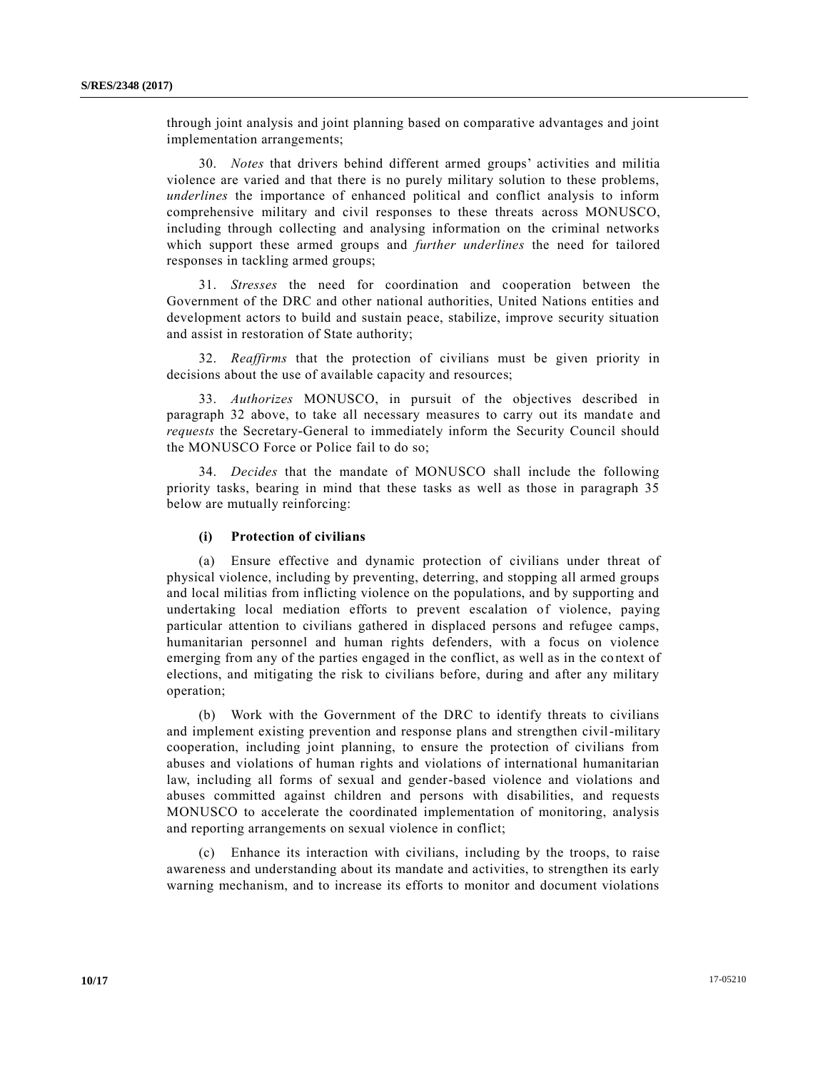through joint analysis and joint planning based on comparative advantages and joint implementation arrangements;

30. *Notes* that drivers behind different armed groups' activities and militia violence are varied and that there is no purely military solution to these problems, *underlines* the importance of enhanced political and conflict analysis to inform comprehensive military and civil responses to these threats across MONUSCO, including through collecting and analysing information on the criminal networks which support these armed groups and *further underlines* the need for tailored responses in tackling armed groups;

31. *Stresses* the need for coordination and cooperation between the Government of the DRC and other national authorities, United Nations entities and development actors to build and sustain peace, stabilize, improve security situation and assist in restoration of State authority;

32. *Reaffirms* that the protection of civilians must be given priority in decisions about the use of available capacity and resources;

33. *Authorizes* MONUSCO, in pursuit of the objectives described in paragraph 32 above, to take all necessary measures to carry out its mandate and *requests* the Secretary-General to immediately inform the Security Council should the MONUSCO Force or Police fail to do so;

34. *Decides* that the mandate of MONUSCO shall include the following priority tasks, bearing in mind that these tasks as well as those in paragraph 35 below are mutually reinforcing:

**(i) Protection of civilians**

(a) Ensure effective and dynamic protection of civilians under threat of physical violence, including by preventing, deterring, and stopping all armed groups and local militias from inflicting violence on the populations, and by supporting and undertaking local mediation efforts to prevent escalation of violence, paying particular attention to civilians gathered in displaced persons and refugee camps, humanitarian personnel and human rights defenders, with a focus on violence emerging from any of the parties engaged in the conflict, as well as in the context of elections, and mitigating the risk to civilians before, during and after any military operation;

(b) Work with the Government of the DRC to identify threats to civilians and implement existing prevention and response plans and strengthen civil-military cooperation, including joint planning, to ensure the protection of civilians from abuses and violations of human rights and violations of international humanitarian law, including all forms of sexual and gender-based violence and violations and abuses committed against children and persons with disabilities, and requests MONUSCO to accelerate the coordinated implementation of monitoring, analysis and reporting arrangements on sexual violence in conflict;

(c) Enhance its interaction with civilians, including by the troops, to raise awareness and understanding about its mandate and activities, to strengthen its early warning mechanism, and to increase its efforts to monitor and document violations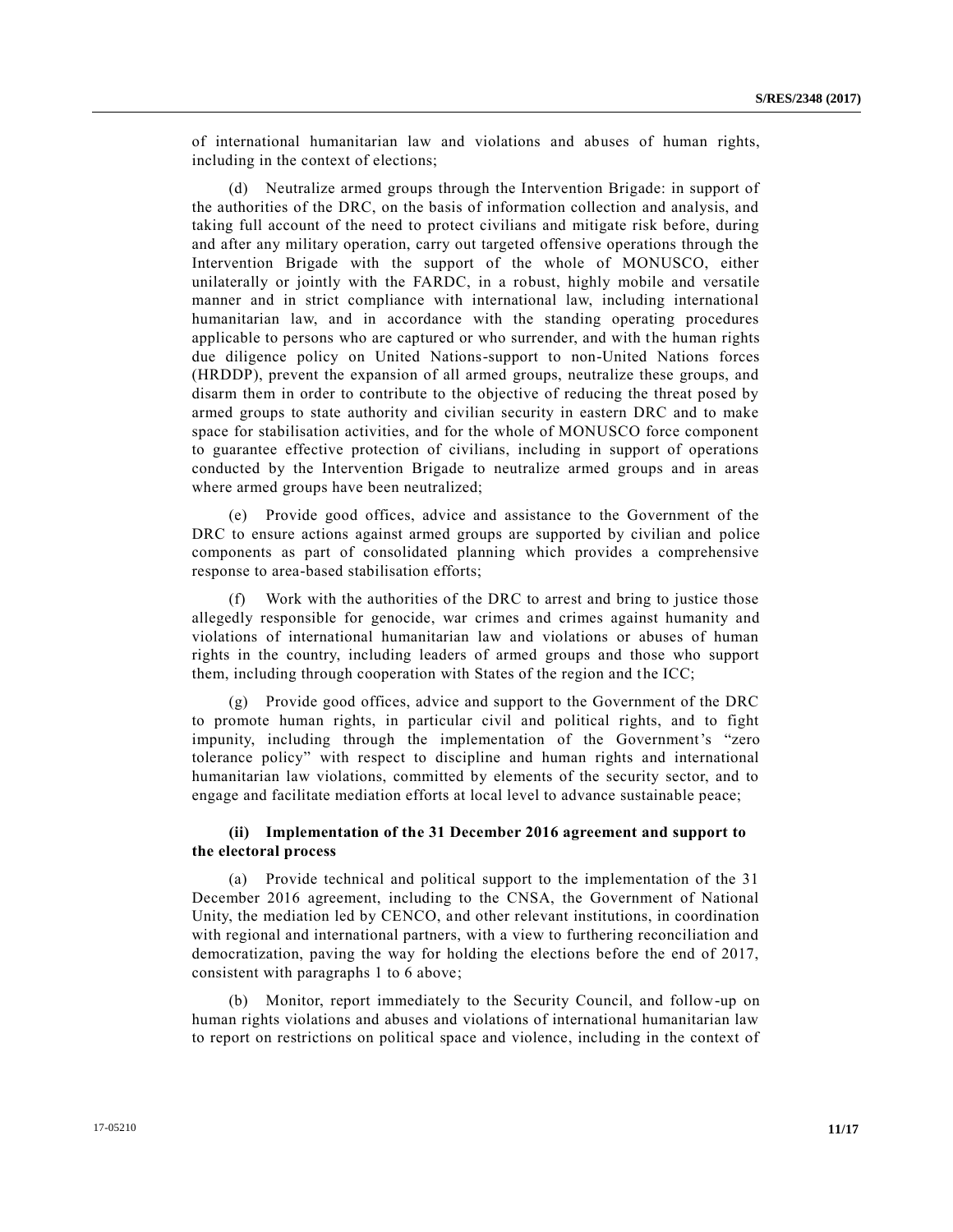of international humanitarian law and violations and abuses of human rights, including in the context of elections;

(d) Neutralize armed groups through the Intervention Brigade: in support of the authorities of the DRC, on the basis of information collection and analysis, and taking full account of the need to protect civilians and mitigate risk before, during and after any military operation, carry out targeted offensive operations through the Intervention Brigade with the support of the whole of MONUSCO, either unilaterally or jointly with the FARDC, in a robust, highly mobile and versatile manner and in strict compliance with international law, including international humanitarian law, and in accordance with the standing operating procedures applicable to persons who are captured or who surrender, and with the human rights due diligence policy on United Nations-support to non-United Nations forces (HRDDP), prevent the expansion of all armed groups, neutralize these groups, and disarm them in order to contribute to the objective of reducing the threat posed by armed groups to state authority and civilian security in eastern DRC and to make space for stabilisation activities, and for the whole of MONUSCO force component to guarantee effective protection of civilians, including in support of operations conducted by the Intervention Brigade to neutralize armed groups and in areas where armed groups have been neutralized;

(e) Provide good offices, advice and assistance to the Government of the DRC to ensure actions against armed groups are supported by civilian and police components as part of consolidated planning which provides a comprehensive response to area-based stabilisation efforts;

(f) Work with the authorities of the DRC to arrest and bring to justice those allegedly responsible for genocide, war crimes and crimes against humanity and violations of international humanitarian law and violations or abuses of human rights in the country, including leaders of armed groups and those who support them, including through cooperation with States of the region and the ICC;

(g) Provide good offices, advice and support to the Government of the DRC to promote human rights, in particular civil and political rights, and to fight impunity, including through the implementation of the Government's "zero tolerance policy" with respect to discipline and human rights and international humanitarian law violations, committed by elements of the security sector, and to engage and facilitate mediation efforts at local level to advance sustainable peace;

**(ii) Implementation of the 31 December 2016 agreement and support to the electoral process**

(a) Provide technical and political support to the implementation of the 31 December 2016 agreement, including to the CNSA, the Government of National Unity, the mediation led by CENCO, and other relevant institutions, in coordination with regional and international partners, with a view to furthering reconciliation and democratization, paving the way for holding the elections before the end of 2017, consistent with paragraphs 1 to 6 above;

(b) Monitor, report immediately to the Security Council, and follow-up on human rights violations and abuses and violations of international humanitarian law to report on restrictions on political space and violence, including in the context of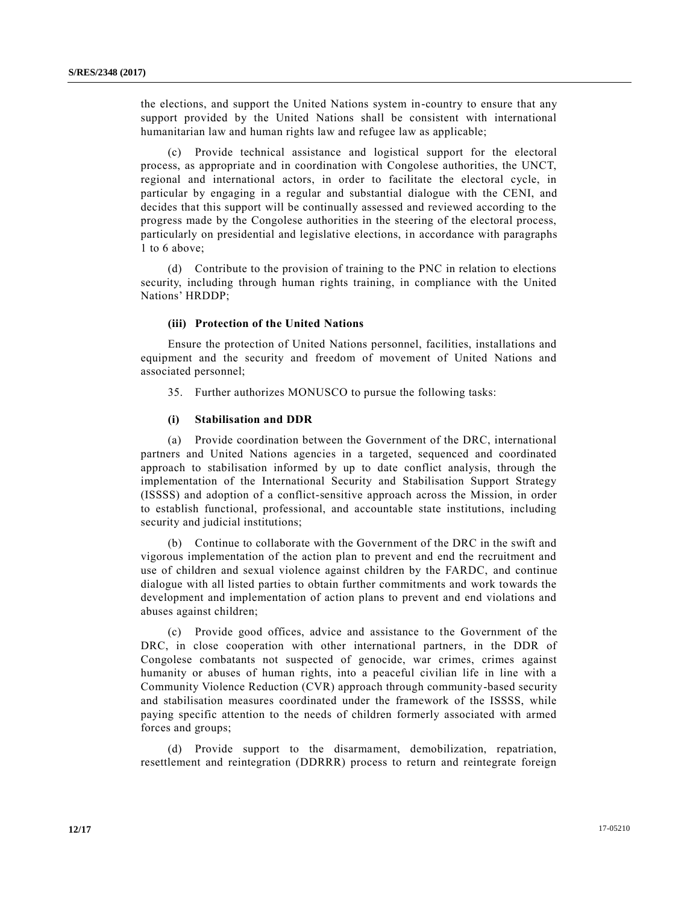the elections, and support the United Nations system in-country to ensure that any support provided by the United Nations shall be consistent with international humanitarian law and human rights law and refugee law as applicable;

(c) Provide technical assistance and logistical support for the electoral process, as appropriate and in coordination with Congolese authorities, the UNCT, regional and international actors, in order to facilitate the electoral cycle, in particular by engaging in a regular and substantial dialogue with the CENI, and decides that this support will be continually assessed and reviewed according to the progress made by the Congolese authorities in the steering of the electoral process, particularly on presidential and legislative elections, in accordance with paragraphs 1 to 6 above;

(d) Contribute to the provision of training to the PNC in relation to elections security, including through human rights training, in compliance with the United Nations' HRDDP;

**(iii) Protection of the United Nations**

Ensure the protection of United Nations personnel, facilities, installations and equipment and the security and freedom of movement of United Nations and associated personnel;

35. Further authorizes MONUSCO to pursue the following tasks:

**(i) Stabilisation and DDR**

(a) Provide coordination between the Government of the DRC, international partners and United Nations agencies in a targeted, sequenced and coordinated approach to stabilisation informed by up to date conflict analysis, through the implementation of the International Security and Stabilisation Support Strategy (ISSSS) and adoption of a conflict-sensitive approach across the Mission, in order to establish functional, professional, and accountable state institutions, including security and judicial institutions;

(b) Continue to collaborate with the Government of the DRC in the swift and vigorous implementation of the action plan to prevent and end the recruitment and use of children and sexual violence against children by the FARDC, and continue dialogue with all listed parties to obtain further commitments and work towards the development and implementation of action plans to prevent and end violations and abuses against children;

(c) Provide good offices, advice and assistance to the Government of the DRC, in close cooperation with other international partners, in the DDR of Congolese combatants not suspected of genocide, war crimes, crimes against humanity or abuses of human rights, into a peaceful civilian life in line with a Community Violence Reduction (CVR) approach through community-based security and stabilisation measures coordinated under the framework of the ISSSS, while paying specific attention to the needs of children formerly associated with armed forces and groups;

(d) Provide support to the disarmament, demobilization, repatriation, resettlement and reintegration (DDRRR) process to return and reintegrate foreign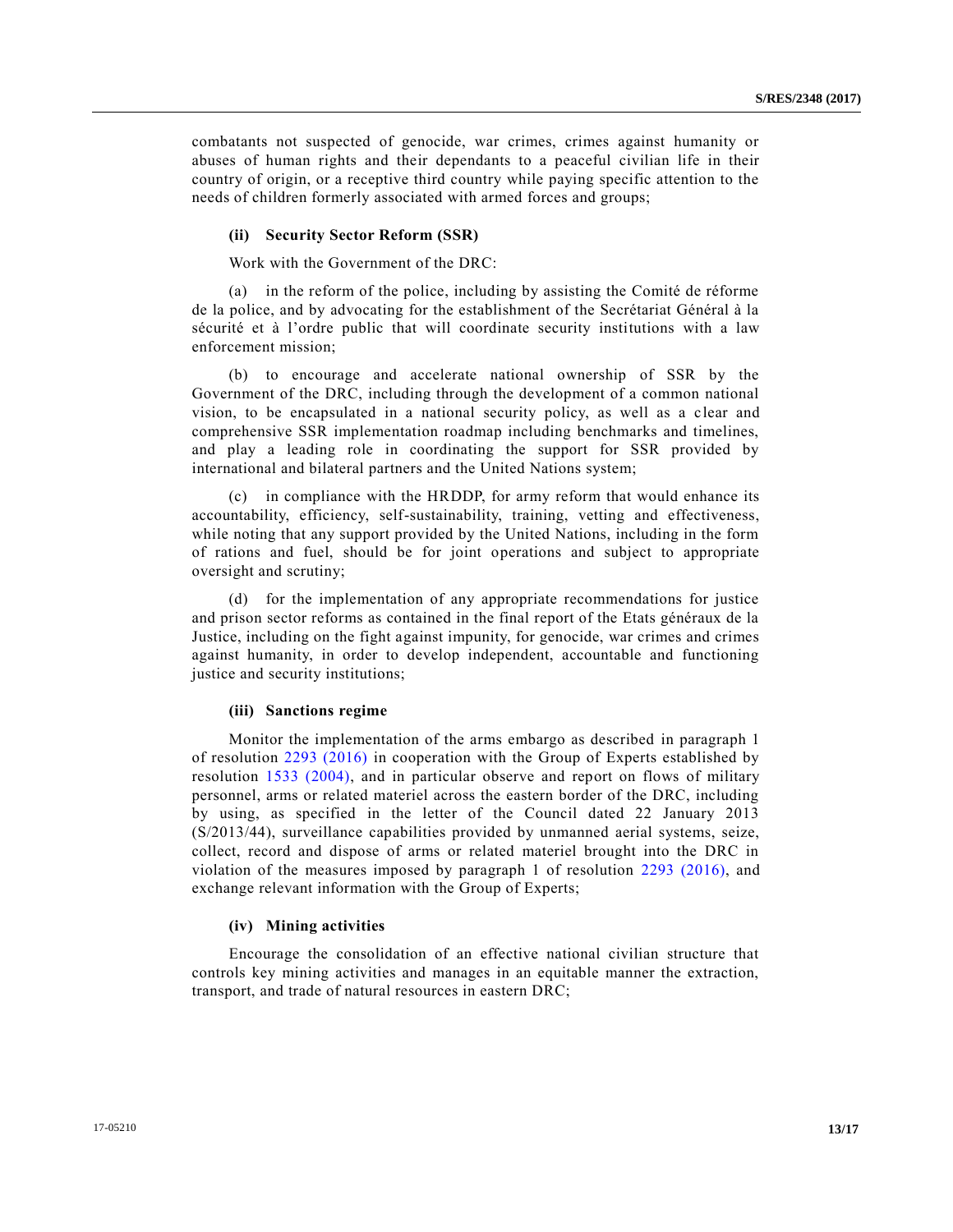combatants not suspected of genocide, war crimes, crimes against humanity or abuses of human rights and their dependants to a peaceful civilian life in their country of origin, or a receptive third country while paying specific attention to the needs of children formerly associated with armed forces and groups;

**(ii) Security Sector Reform (SSR)**

Work with the Government of the DRC:

(a) in the reform of the police, including by assisting the Comité de réforme de la police, and by advocating for the establishment of the Secrétariat Général à la sécurité et à l'ordre public that will coordinate security institutions with a law enforcement mission;

(b) to encourage and accelerate national ownership of SSR by the Government of the DRC, including through the development of a common national vision, to be encapsulated in a national security policy, as well as a clear and comprehensive SSR implementation roadmap including benchmarks and timelines, and play a leading role in coordinating the support for SSR provided by international and bilateral partners and the United Nations system;

(c) in compliance with the HRDDP, for army reform that would enhance its accountability, efficiency, self-sustainability, training, vetting and effectiveness, while noting that any support provided by the United Nations, including in the form of rations and fuel, should be for joint operations and subject to appropriate oversight and scrutiny;

(d) for the implementation of any appropriate recommendations for justice and prison sector reforms as contained in the final report of the Etats généraux de la Justice, including on the fight against impunity, for genocide, war crimes and crimes against humanity, in order to develop independent, accountable and functioning justice and security institutions;

**(iii) Sanctions regime**

Monitor the implementation of the arms embargo as described in paragraph 1 of resolution 2293 (2016) in cooperation with the Group of Experts established by resolution 1533 (2004), and in particular observe and report on flows of military personnel, arms or related materiel across the eastern border of the DRC, including by using, as specified in the letter of the Council dated 22 January 2013 (S/2013/44), surveillance capabilities provided by unmanned aerial systems, seize, collect, record and dispose of arms or related materiel brought into the DRC in violation of the measures imposed by paragraph 1 of resolution 2293 (2016), and exchange relevant information with the Group of Experts;

**(iv) Mining activities**

Encourage the consolidation of an effective national civilian structure that controls key mining activities and manages in an equitable manner the extraction, transport, and trade of natural resources in eastern DRC;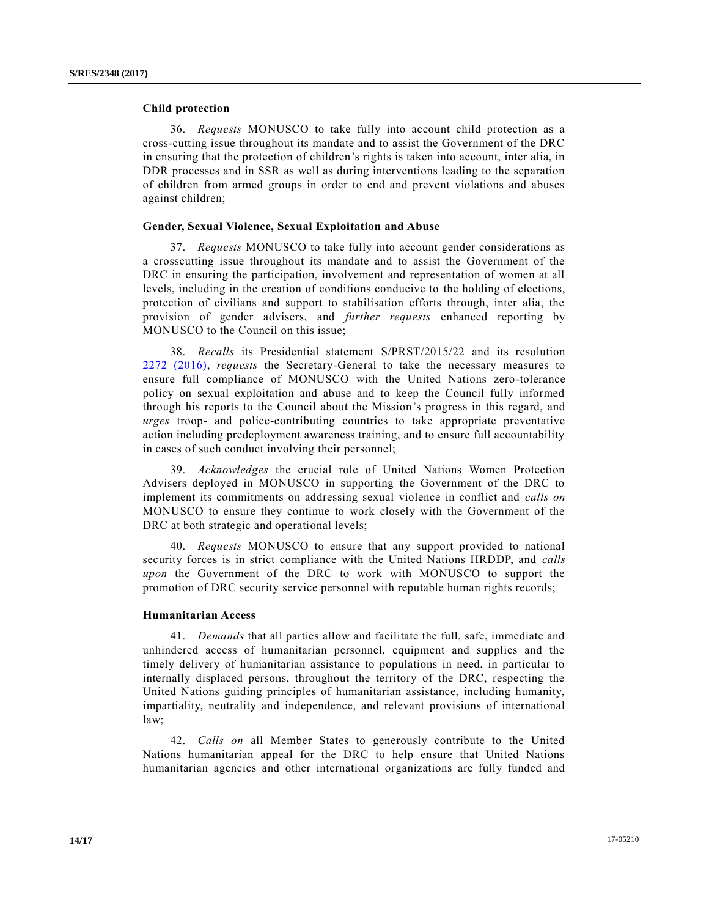### Child protection

36. *Requests* MONUSCO to take fully into account child protection as a cross-cutting issue throughout its mandate and to assist the Government of the DRC in ensuring that the protection of children's rights is taken into account, inter alia, in DDR processes and in SSR as well as during interventions leading to the separation of children from armed groups in order to end and prevent violations and abuses against children;

### Gender, Sexual Violence, Sexual Exploitation and Abuse

37. *Requests* MONUSCO to take fully into account gender considerations as a crosscutting issue throughout its mandate and to assist the Government of the DRC in ensuring the participation, involvement and representation of women at all levels, including in the creation of conditions conducive to the holding of elections, protection of civilians and support to stabilisation efforts through, inter alia, the provision of gender advisers, and *further requests* enhanced reporting by MONUSCO to the Council on this issue;

38. *Recalls* its Presidential statement S/PRST/2015/22 and its resolution 2272 (2016), *requests* the Secretary-General to take the necessary measures to ensure full compliance of MONUSCO with the United Nations zero-tolerance policy on sexual exploitation and abuse and to keep the Council fully informed through his reports to the Council about the Mission's progress in this regard, and *urges* troop- and police-contributing countries to take appropriate preventative action including predeployment awareness training, and to ensure full accountability in cases of such conduct involving their personnel;

39. *Acknowledges* the crucial role of United Nations Women Protection Advisers deployed in MONUSCO in supporting the Government of the DRC to implement its commitments on addressing sexual violence in conflict and *calls on* MONUSCO to ensure they continue to work closely with the Government of the DRC at both strategic and operational levels;

40. *Requests* MONUSCO to ensure that any support provided to national security forces is in strict compliance with the United Nations HRDDP, and *calls upon* the Government of the DRC to work with MONUSCO to support the promotion of DRC security service personnel with reputable human rights records;

### Humanitarian Access

41. *Demands* that all parties allow and facilitate the full, safe, immediate and unhindered access of humanitarian personnel, equipment and supplies and the timely delivery of humanitarian assistance to populations in need, in particular to internally displaced persons, throughout the territory of the DRC, respecting the United Nations guiding principles of humanitarian assistance, including humanity, impartiality, neutrality and independence, and relevant provisions of international law;

42. *Calls on* all Member States to generously contribute to the United Nations humanitarian appeal for the DRC to help ensure that United Nations humanitarian agencies and other international organizations are fully funded and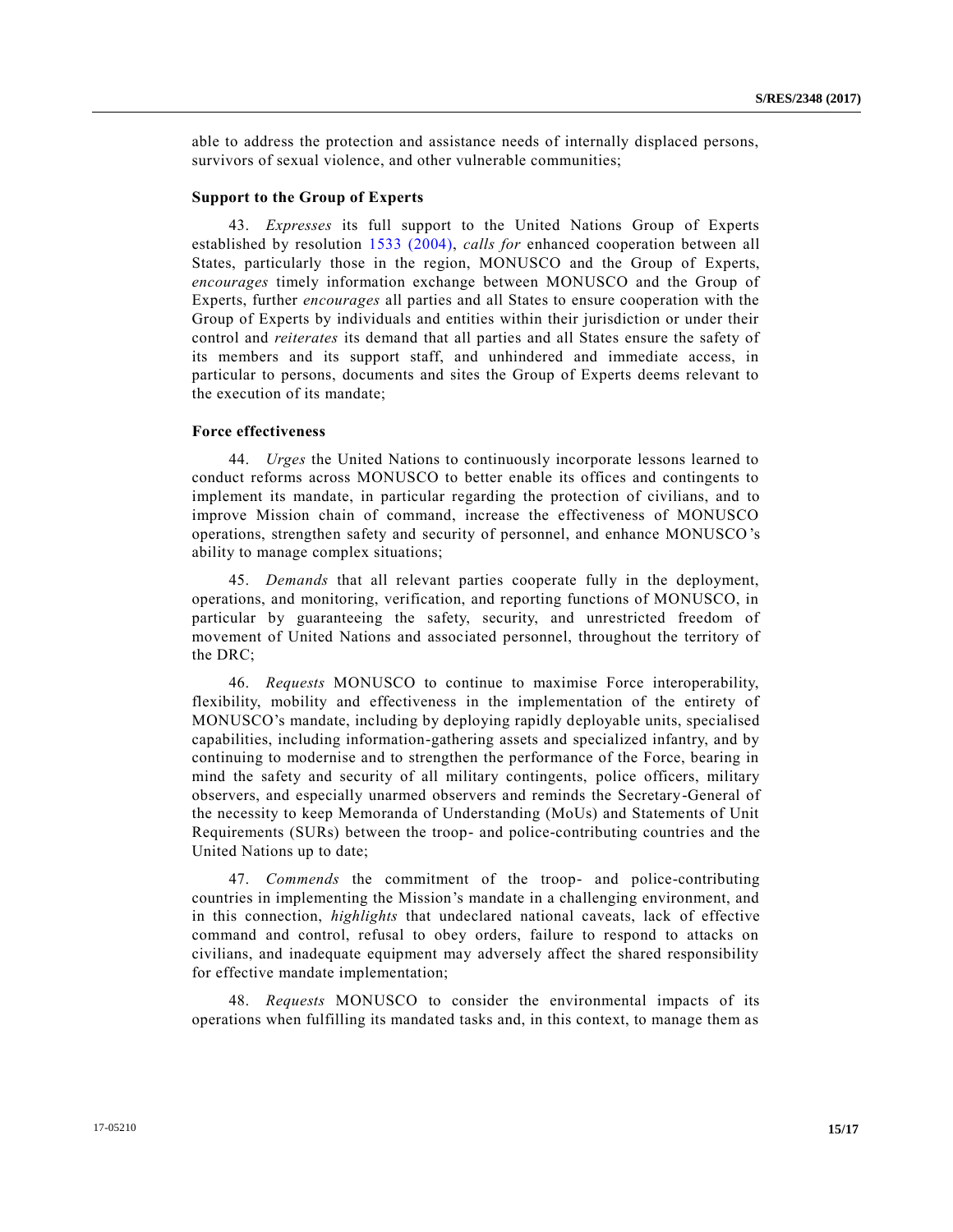able to address the protection and assistance needs of internally displaced persons, survivors of sexual violence, and other vulnerable communities;

**Support to the Group of Experts**

43. *Expresses* its full support to the United Nations Group of Experts established by resolution 1533 (2004), *calls for* enhanced cooperation between all States, particularly those in the region, MONUSCO and the Group of Experts, *encourages* timely information exchange between MONUSCO and the Group of Experts, further *encourages* all parties and all States to ensure cooperation with the Group of Experts by individuals and entities within their jurisdiction or under their control and *reiterates* its demand that all parties and all States ensure the safety of its members and its support staff, and unhindered and immediate access, in particular to persons, documents and sites the Group of Experts deems relevant to the execution of its mandate;

**Force effectiveness**

44. *Urges* the United Nations to continuously incorporate lessons learned to conduct reforms across MONUSCO to better enable its offices and contingents to implement its mandate, in particular regarding the protection of civilians, and to improve Mission chain of command, increase the effectiveness of MONUSCO operations, strengthen safety and security of personnel, and enhance MONUSCO's ability to manage complex situations;

45. *Demands* that all relevant parties cooperate fully in the deployment, operations, and monitoring, verification, and reporting functions of MONUSCO, in particular by guaranteeing the safety, security, and unrestricted freedom of movement of United Nations and associated personnel, throughout the territory of the DRC;

46. *Requests* MONUSCO to continue to maximise Force interoperability, flexibility, mobility and effectiveness in the implementation of the entirety of MONUSCO's mandate, including by deploying rapidly deployable units, specialised capabilities, including information-gathering assets and specialized infantry, and by continuing to modernise and to strengthen the performance of the Force, bearing in mind the safety and security of all military contingents, police officers, military observers, and especially unarmed observers and reminds the Secretary-General of the necessity to keep Memoranda of Understanding (MoUs) and Statements of Unit Requirements (SURs) between the troop- and police-contributing countries and the United Nations up to date;

47. *Commends* the commitment of the troop- and police-contributing countries in implementing the Mission's mandate in a challenging environment, and in this connection, *highlights* that undeclared national caveats, lack of effective command and control, refusal to obey orders, failure to respond to attacks on civilians, and inadequate equipment may adversely affect the shared responsibility for effective mandate implementation;

48. *Requests* MONUSCO to consider the environmental impacts of its operations when fulfilling its mandated tasks and, in this context, to manage them as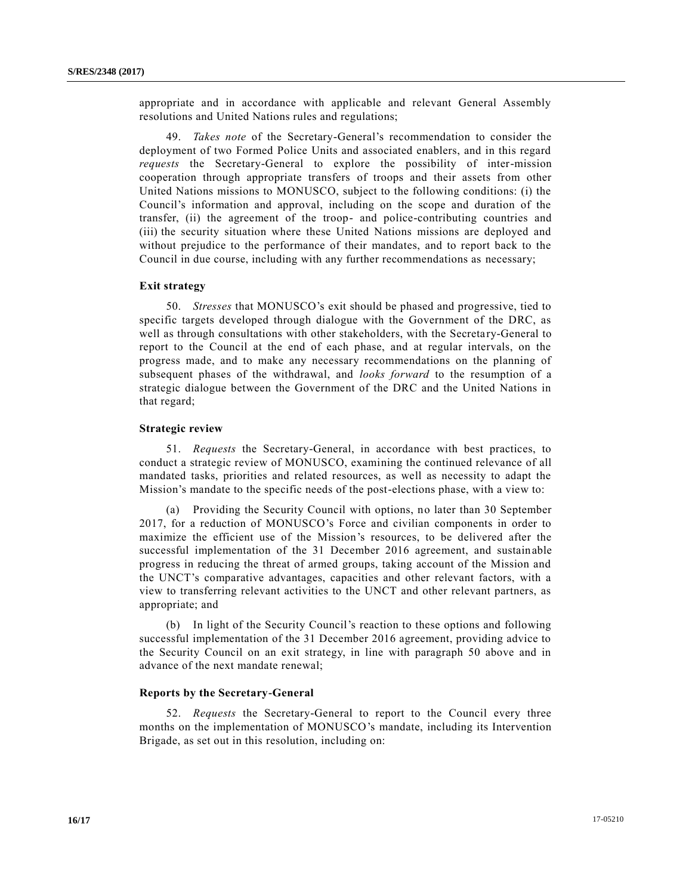appropriate and in accordance with applicable and relevant General Assembly resolutions and United Nations rules and regulations;

49. *Takes note* of the Secretary-General's recommendation to consider the deployment of two Formed Police Units and associated enablers, and in this regard *requests* the Secretary-General to explore the possibility of inter-mission cooperation through appropriate transfers of troops and their assets from other United Nations missions to MONUSCO, subject to the following conditions: (i) the Council's information and approval, including on the scope and duration of the transfer, (ii) the agreement of the troop- and police-contributing countries and (iii) the security situation where these United Nations missions are deployed and without prejudice to the performance of their mandates, and to report back to the Council in due course, including with any further recommendations as necessary;

### Exit strategy

50. *Stresses* that MONUSCO's exit should be phased and progressive, tied to specific targets developed through dialogue with the Government of the DRC, as well as through consultations with other stakeholders, with the Secretary-General to report to the Council at the end of each phase, and at regular intervals, on the progress made, and to make any necessary recommendations on the planning of subsequent phases of the withdrawal, and *looks forward* to the resumption of a strategic dialogue between the Government of the DRC and the United Nations in that regard;

### Strategic review

51. *Requests* the Secretary-General, in accordance with best practices, to conduct a strategic review of MONUSCO, examining the continued relevance of all mandated tasks, priorities and related resources, as well as necessity to adapt the Mission's mandate to the specific needs of the post-elections phase, with a view to:

(a) Providing the Security Council with options, no later than 30 September 2017, for a reduction of MONUSCO's Force and civilian components in order to maximize the efficient use of the Mission's resources, to be delivered after the successful implementation of the 31 December 2016 agreement, and sustainable progress in reducing the threat of armed groups, taking account of the Mission and the UNCT's comparative advantages, capacities and other relevant factors, with a view to transferring relevant activities to the UNCT and other relevant partners, as appropriate; and

(b) In light of the Security Council's reaction to these options and following successful implementation of the 31 December 2016 agreement, providing advice to the Security Council on an exit strategy, in line with paragraph 50 above and in advance of the next mandate renewal;

### Reports by the Secretary-General

52. *Requests* the Secretary-General to report to the Council every three months on the implementation of MONUSCO's mandate, including its Intervention Brigade, as set out in this resolution, including on: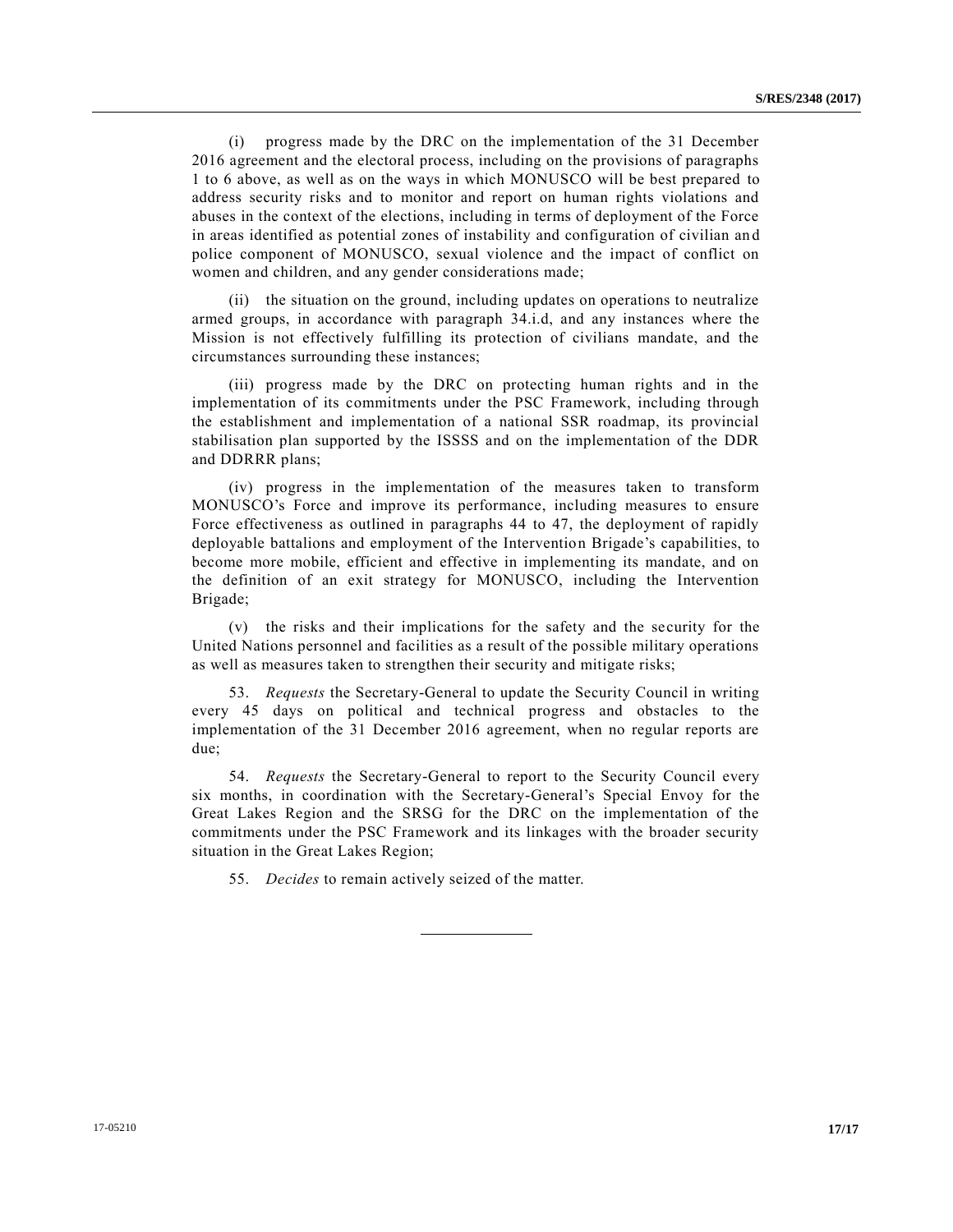(i) progress made by the DRC on the implementation of the 31 December 2016 agreement and the electoral process, including on the provisions of paragraphs 1 to 6 above, as well as on the ways in which MONUSCO will be best prepared to address security risks and to monitor and report on human rights violations and abuses in the context of the elections, including in terms of deployment of the Force in areas identified as potential zones of instability and configuration of civilian and police component of MONUSCO, sexual violence and the impact of conflict on women and children, and any gender considerations made;

(ii) the situation on the ground, including updates on operations to neutralize armed groups, in accordance with paragraph 34.i.d, and any instances where the Mission is not effectively fulfilling its protection of civilians mandate, and the circumstances surrounding these instances;

(iii) progress made by the DRC on protecting human rights and in the implementation of its commitments under the PSC Framework, including through the establishment and implementation of a national SSR roadmap, its provincial stabilisation plan supported by the ISSSS and on the implementation of the DDR and DDRRR plans;

(iv) progress in the implementation of the measures taken to transform MONUSCO's Force and improve its performance, including measures to ensure Force effectiveness as outlined in paragraphs 44 to 47, the deployment of rapidly deployable battalions and employment of the Intervention Brigade's capabilities, to become more mobile, efficient and effective in implementing its mandate, and on the definition of an exit strategy for MONUSCO, including the Intervention Brigade;

(v) the risks and their implications for the safety and the security for the United Nations personnel and facilities as a result of the possible military operations as well as measures taken to strengthen their security and mitigate risks;

53. *Requests* the Secretary-General to update the Security Council in writing every 45 days on political and technical progress and obstacles to the implementation of the 31 December 2016 agreement, when no regular reports are due;

54. *Requests* the Secretary-General to report to the Security Council every six months, in coordination with the Secretary-General's Special Envoy for the Great Lakes Region and the SRSG for the DRC on the implementation of the commitments under the PSC Framework and its linkages with the broader security situation in the Great Lakes Region;

55. *Decides* to remain actively seized of the matter.